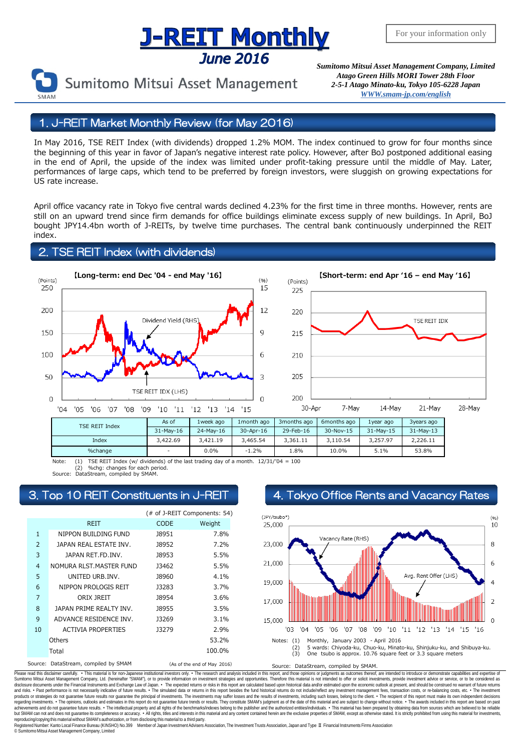# J-REIT Monthly

## June 2016

For your information only

Sumitomo Mitsui Asset Management

*Sumitomo Mitsui Asset Management Company, Limited*
*Atago Green Hills MORI Tower 28th Floor*
*2-5-1 Atago Minato-ku, Tokyo 105-6228 Japan*
*WWW.smam-jp.com/english*

## 1. J-REIT Market Monthly Review (for May 2016)

In May 2016, TSE REIT Index (with dividends) dropped 1.2% MOM. The index continued to grow for four months since the beginning of this year in favor of Japan's negative interest rate policy. However, after BoJ postponed additional easing in the end of April, the upside of the index was limited under profit-taking pressure until the middle of May. Later, performances of large caps, which tend to be preferred by foreign investors, were sluggish on growing expectations for US rate increase.

April office vacancy rate in Tokyo five central wards declined 4.23% for the first time in three months. However, rents are still on an upward trend since firm demands for office buildings eliminate excess supply of new buildings. In April, BoJ bought JPY14.4bn worth of J-REITs, by twelve time purchases. The central bank continuously underpinned the REIT index.

## 2. TSE REIT Index (with dividends)

【Long-term: end Dec '04 - end May '16】

【Short-term: end Apr '16 – end May '16】

| TSE REIT Index | As of | 1week ago | 1month ago | 3months ago | 6months ago | 1year ago | 3years ago |
|---|---|---|---|---|---|---|---|
| | 31-May-16 | 24-May-16 | 30-Apr-16 | 29-Feb-16 | 30-Nov-15 | 31-May-15 | 31-May-13 |
| Index | 3,422.69 | 3,421.19 | 3,465.54 | 3,361.11 | 3,110.54 | 3,257.97 | 2,226.11 |
| %change | - | 0.0% | -1.2% | 1.8% | 10.0% | 5.1% | 53.8% |

Note: (1) TSE REIT Index (w/ dividends) of the last trading day of a month. 12/31/'04 = 100
(2) %chg: changes for each period.
Source: DataStream, compiled by SMAM.

## 3. Top 10 REIT Constituents in J-REIT

(# of J-REIT Components: 54)

| | REIT | CODE | Weight |
|---|---|---|---|
| 1 | NIPPON BUILDING FUND | J8951 | 7.8% |
| 2 | JAPAN REAL ESTATE INV. | J8952 | 7.2% |
| 3 | JAPAN RET.FD.INV. | J8953 | 5.5% |
| 4 | NOMURA RLST.MASTER FUND | J3462 | 5.5% |
| 5 | UNITED URB.INV. | J8960 | 4.1% |
| 6 | NIPPON PROLOGIS REIT | J3283 | 3.7% |
| 7 | ORIX JREIT | J8954 | 3.6% |
| 8 | JAPAN PRIME REALTY INV. | J8955 | 3.5% |
| 9 | ADVANCE RESIDENCE INV. | J3269 | 3.1% |
| 10 | ACTIVIA PROPERTIES | J3279 | 2.9% |
| | Others | | 53.2% |
| | Total | | 100.0% |

Source: DataStream, compiled by SMAM (As of the end of May 2016)

## 4. Tokyo Office Rents and Vacancy Rates

Notes: (1) Monthly, January 2003 - April 2016
(2) 5 wards: Chiyoda-ku, Chuo-ku, Minato-ku, Shinjuku-ku, and Shibuya-ku.
(3) One tsubo is approx. 10.76 square feet or 3.3 square meters

Source: DataStream, compiled by SMAM.

Please read this disclaimer carefully. • This material is for non-Japanese institutional investors only. • The research and analysis included in this report, and those opinions or judgments as outcomes thereof, are intended to introduce or demonstrate capabilities and expertise of Sumitomo Mitsui Asset Management Company, Ltd. (hereinafter "SMAM"), or to provide information on investment strategies and opportunities. Therefore this material is not intended to offer or solicit investments, provide investment advice or service, or to be considered as disclosure documents under the Financial Instruments and Exchange Law of Japan. • The expected returns or risks in this report are calculated based upon historical data and/or estimated upon the economic outlook at present, and should be construed no warrant of future returns and risks. • Past performance is not necessarily indicative of future results. • The simulated data or returns in this report besides the fund historical returns do not include/reflect any investment management fees, transaction costs, or re-balancing costs, etc. • The investment products or strategies do not guarantee future results nor guarantee the principal of investments. The investments may suffer losses and the results of investments, including such losses, belong to the client. • The recipient of this report must make its own independent decisions regarding investments. • The opinions, outlooks and estimates in this report do not guarantee future trends or results. They constitute SMAM's judgment as of the date of this material and are subject to change without notice. • The awards included in this report are based on past achievements and do not guarantee future results. • The intellectual property and all rights of the benchmarks/indexes belong to the publisher and the authorized entities/individuals. • This material has been prepared by obtaining data from sources which are believed to be reliable but SMAM can not and does not guarantee its completeness or accuracy. • All rights, titles and interests in this material and any content contained herein are the exclusive properties of SMAM, except as otherwise stated. It is strictly prohibited from using this material for investments, reproducing/copying this material without SMAM's authorization, or from disclosing this material to a third party.

Registered Number: Kanto Local Finance Bureau (KINSHO) No.399 Member of Japan Investment Advisers Association, The Investment Trusts Association, Japan and Type Ⅱ Financial Instruments Firms Association

© Sumitomo Mitsui Asset Management Company, Limited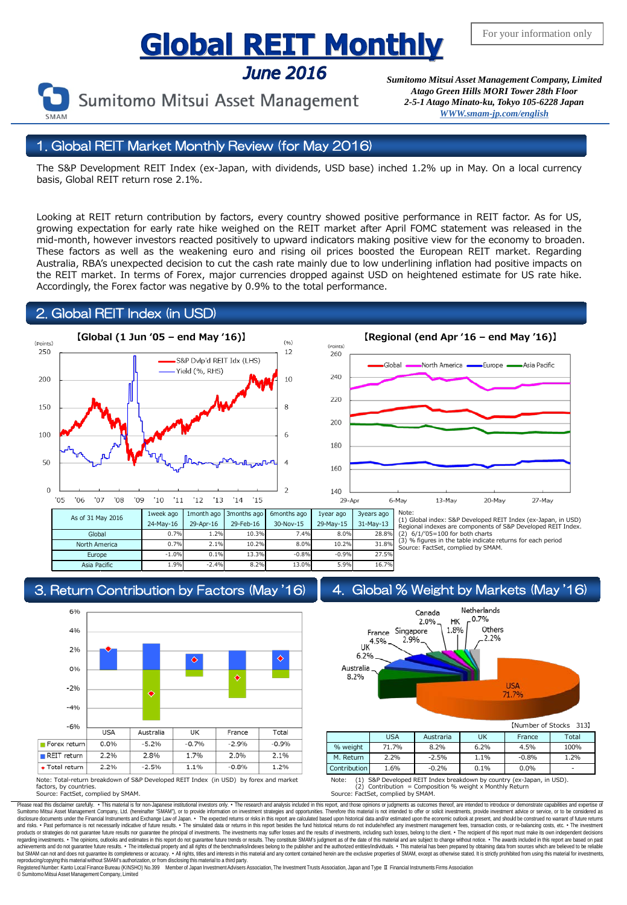# Global REIT Monthly

*June 2016*

For your information only

Sumitomo Mitsui Asset Management

***Sumitomo Mitsui Asset Management Company, Limited***
***Atago Green Hills MORI Tower 28th Floor***
***2-5-1 Atago Minato-ku, Tokyo 105-6228 Japan***
***WWW.smam-jp.com/english***

## 1. Global REIT Market Monthly Review (for May 2016)

The S&P Development REIT Index (ex-Japan, with dividends, USD base) inched 1.2% up in May. On a local currency basis, Global REIT return rose 2.1%.

Looking at REIT return contribution by factors, every country showed positive performance in REIT factor. As for US, growing expectation for early rate hike weighed on the REIT market after April FOMC statement was released in the mid-month, however investors reacted positively to upward indicators making positive view for the economy to broaden. These factors as well as the weakening euro and rising oil prices boosted the European REIT market. Regarding Australia, RBA's unexpected decision to cut the cash rate mainly due to low underlining inflation had positive impacts on the REIT market. In terms of Forex, major currencies dropped against USD on heightened estimate for US rate hike. Accordingly, the Forex factor was negative by 0.9% to the total performance.

## 2. Global REIT Index (in USD)

**【Global (1 Jun '05 – end May '16)】**

(Points) 250 200 150 100 50 0
(%) 12 10 8 6 4 2
S&P Dvlp'd REIT Idx (LHS)
Yield (%, RHS)
'05 '06 '07 '08 '09 '10 '11 '12 '13 '14 '15

**【Regional (end Apr '16 – end May '16)】**

(Points) 260 240 220 200 180 160 140
Global North America Europe Asia Pacific
29-Apr 6-May 13-May 20-May 27-May

| As of 31 May 2016 | 1week ago | 1month ago | 3months ago | 6months ago | 1year ago | 3years ago |
|---|---|---|---|---|---|---|
| | 24-May-16 | 29-Apr-16 | 29-Feb-16 | 30-Nov-15 | 29-May-15 | 31-May-13 |
| Global | 0.7% | 1.2% | 10.3% | 7.4% | 8.0% | 28.8% |
| North America | 0.7% | 2.1% | 10.2% | 8.0% | 10.2% | 31.8% |
| Europe | -1.0% | 0.1% | 13.3% | -0.8% | -0.9% | 27.5% |
| Asia Pacific | 1.9% | -2.4% | 8.2% | 13.0% | 5.9% | 16.7% |

Note:
(1) Global index: S&P Developed REIT Index (ex-Japan, in USD)
Regional indexes are components of S&P Developed REIT Index.
(2) 6/1/'05=100 for both charts
(3) % figures in the table indicate returns for each period
Source: FactSet, complied by SMAM.

## 3. Return Contribution by Factors (May '16)

6% 4% 2% 0% -2% -4% -6%

| | USA | Australia | UK | France | Total |
|---|---|---|---|---|---|
| Forex return | 0.0% | -5.2% | -0.7% | -2.9% | -0.9% |
| REIT return | 2.2% | 2.8% | 1.7% | 2.0% | 2.1% |
| Total return | 2.2% | -2.5% | 1.1% | -0.8% | 1.2% |

Note: Total-return breakdown of S&P Developed REIT Index (in USD) by forex and market factors, by countries.
Source: FactSet, complied by SMAM.

## 4. Global % Weight by Markets (May '16)

Canada 2.0%, Netherlands 0.7%, HK 1.8%, Others 2.2%, France 4.5%, Singapore 2.9%, UK 6.2%, Australia 8.2%, USA 71.7%

[Number of Stocks 313]

| | USA | Austraria | UK | France | Total |
|---|---|---|---|---|---|
| % weight | 71.7% | 8.2% | 6.2% | 4.5% | 100% |
| M. Return | 2.2% | -2.5% | 1.1% | -0.8% | 1.2% |
| Contribution | 1.6% | -0.2% | 0.1% | 0.0% | - |

Note: (1) S&P Developed REIT Index breakdown by country (ex-Japan, in USD).
(2) Contribution = Composition % weight x Monthly Return
Source: FactSet, complied by SMAM.

Please read this disclaimer carefully. • This material is for non-Japanese institutional investors only. • The research and analysis included in this report, and those opinions or judgments as outcomes thereof, are intended to introduce or demonstrate capabilities and expertise of Sumitomo Mitsui Asset Management Company, Ltd. (hereinafter "SMAM"), or to provide information on investment strategies and opportunities. Therefore this material is not intended to offer or solicit investments, provide investment advice or service, or to be considered as disclosure documents under the Financial Instruments and Exchange Law of Japan. • The expected returns or risks in this report are calculated based upon historical data and/or estimated upon the economic outlook at present, and should be construed no warrant of future returns and risks. • Past performance is not necessarily indicative of future results. • The simulated data or returns in this report besides the fund historical returns do not include/reflect any investment management fees, transaction costs, or re-balancing costs, etc. • The investment products or strategies do not guarantee future results nor guarantee the principal of investments. The investments may suffer losses and the results of investments, including such losses, belong to the client. • The recipient of this report must make its own independent decisions regarding investments. • The opinions, outlooks and estimates in this report do not guarantee future trends or results. They constitute SMAM's judgment as of the date of this material and are subject to change without notice. • The awards included in this report are based on past achievements and do not guarantee future results. • The intellectual property and all rights of the benchmarks/indexes belong to the publisher and the authorized entities/individuals. • This material has been prepared by obtaining data from sources which are believed to be reliable but SMAM can not and does not guarantee its completeness or accuracy. • All rights, titles and interests in this material and any content contained herein are the exclusive properties of SMAM, except as otherwise stated. It is strictly prohibited from using this material for investments, reproducing/copying this material without SMAM's authorization, or from disclosing this material to a third party.
Registered Number: Kanto Local Finance Bureau (KINSHO) No.399 Member of Japan Investment Advisers Association, The Investment Trusts Association, Japan and Type Ⅱ Financial Instruments Firms Association
© Sumitomo Mitsui Asset Management Company, Limited